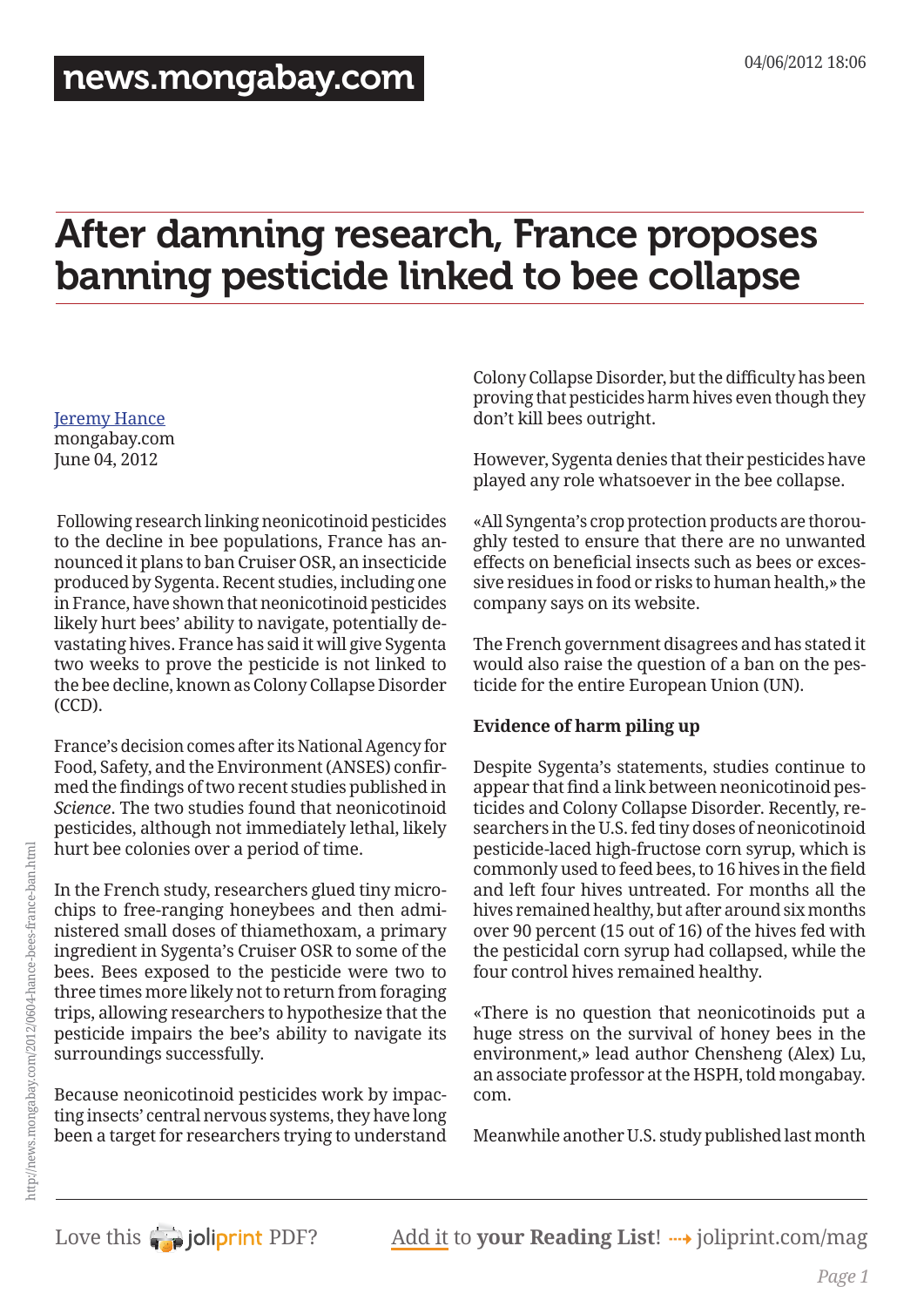# After damning research, France proposes banning pesticide linked to bee collapse

Jeremy Hance
mongabay.com
June 04, 2012

Following research linking neonicotinoid pesticides to the decline in bee populations, France has announced it plans to ban Cruiser OSR, an insecticide produced by Sygenta. Recent studies, including one in France, have shown that neonicotinoid pesticides likely hurt bees' ability to navigate, potentially devastating hives. France has said it will give Sygenta two weeks to prove the pesticide is not linked to the bee decline, known as Colony Collapse Disorder (CCD).

France's decision comes after its National Agency for Food, Safety, and the Environment (ANSES) confirmed the findings of two recent studies published in *Science*. The two studies found that neonicotinoid pesticides, although not immediately lethal, likely hurt bee colonies over a period of time.

In the French study, researchers glued tiny microchips to free-ranging honeybees and then administered small doses of thiamethoxam, a primary ingredient in Sygenta's Cruiser OSR to some of the bees. Bees exposed to the pesticide were two to three times more likely not to return from foraging trips, allowing researchers to hypothesize that the pesticide impairs the bee's ability to navigate its surroundings successfully.

Because neonicotinoid pesticides work by impacting insects' central nervous systems, they have long been a target for researchers trying to understand Colony Collapse Disorder, but the difficulty has been proving that pesticides harm hives even though they don't kill bees outright.

However, Sygenta denies that their pesticides have played any role whatsoever in the bee collapse.

«All Syngenta's crop protection products are thoroughly tested to ensure that there are no unwanted effects on beneficial insects such as bees or excessive residues in food or risks to human health,» the company says on its website.

The French government disagrees and has stated it would also raise the question of a ban on the pesticide for the entire European Union (UN).

**Evidence of harm piling up**

Despite Sygenta's statements, studies continue to appear that find a link between neonicotinoid pesticides and Colony Collapse Disorder. Recently, researchers in the U.S. fed tiny doses of neonicotinoid pesticide-laced high-fructose corn syrup, which is commonly used to feed bees, to 16 hives in the field and left four hives untreated. For months all the hives remained healthy, but after around six months over 90 percent (15 out of 16) of the hives fed with the pesticidal corn syrup had collapsed, while the four control hives remained healthy.

«There is no question that neonicotinoids put a huge stress on the survival of honey bees in the environment,» lead author Chensheng (Alex) Lu, an associate professor at the HSPH, told mongabay.com.

Meanwhile another U.S. study published last month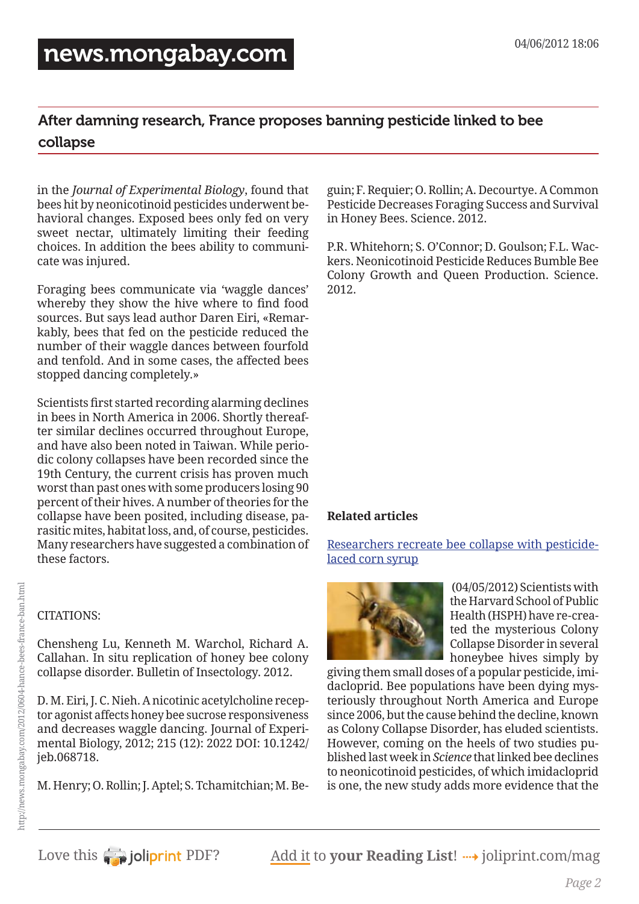in the *Journal of Experimental Biology*, found that bees hit by neonicotinoid pesticides underwent behavioral changes. Exposed bees only fed on very sweet nectar, ultimately limiting their feeding choices. In addition the bees ability to communicate was injured.

Foraging bees communicate via 'waggle dances' whereby they show the hive where to find food sources. But says lead author Daren Eiri, «Remarkably, bees that fed on the pesticide reduced the number of their waggle dances between fourfold and tenfold. And in some cases, the affected bees stopped dancing completely.»

Scientists first started recording alarming declines in bees in North America in 2006. Shortly thereafter similar declines occurred throughout Europe, and have also been noted in Taiwan. While periodic colony collapses have been recorded since the 19th Century, the current crisis has proven much worst than past ones with some producers losing 90 percent of their hives. A number of theories for the collapse have been posited, including disease, parasitic mites, habitat loss, and, of course, pesticides. Many researchers have suggested a combination of these factors.

CITATIONS:

Chensheng Lu, Kenneth M. Warchol, Richard A. Callahan. In situ replication of honey bee colony collapse disorder. Bulletin of Insectology. 2012.

D. M. Eiri, J. C. Nieh. A nicotinic acetylcholine receptor agonist affects honey bee sucrose responsiveness and decreases waggle dancing. Journal of Experimental Biology, 2012; 215 (12): 2022 DOI: 10.1242/jeb.068718.

M. Henry; O. Rollin; J. Aptel; S. Tchamitchian; M. Beguin; F. Requier; O. Rollin; A. Decourtye. A Common Pesticide Decreases Foraging Success and Survival in Honey Bees. Science. 2012.

P.R. Whitehorn; S. O'Connor; D. Goulson; F.L. Wackers. Neonicotinoid Pesticide Reduces Bumble Bee Colony Growth and Queen Production. Science. 2012.

**Related articles**

Researchers recreate bee collapse with pesticide-laced corn syrup

(04/05/2012) Scientists with the Harvard School of Public Health (HSPH) have re-created the mysterious Colony Collapse Disorder in several honeybee hives simply by giving them small doses of a popular pesticide, imidacloprid. Bee populations have been dying mysteriously throughout North America and Europe since 2006, but the cause behind the decline, known as Colony Collapse Disorder, has eluded scientists. However, coming on the heels of two studies published last week in *Science* that linked bee declines to neonicotinoid pesticides, of which imidacloprid is one, the new study adds more evidence that the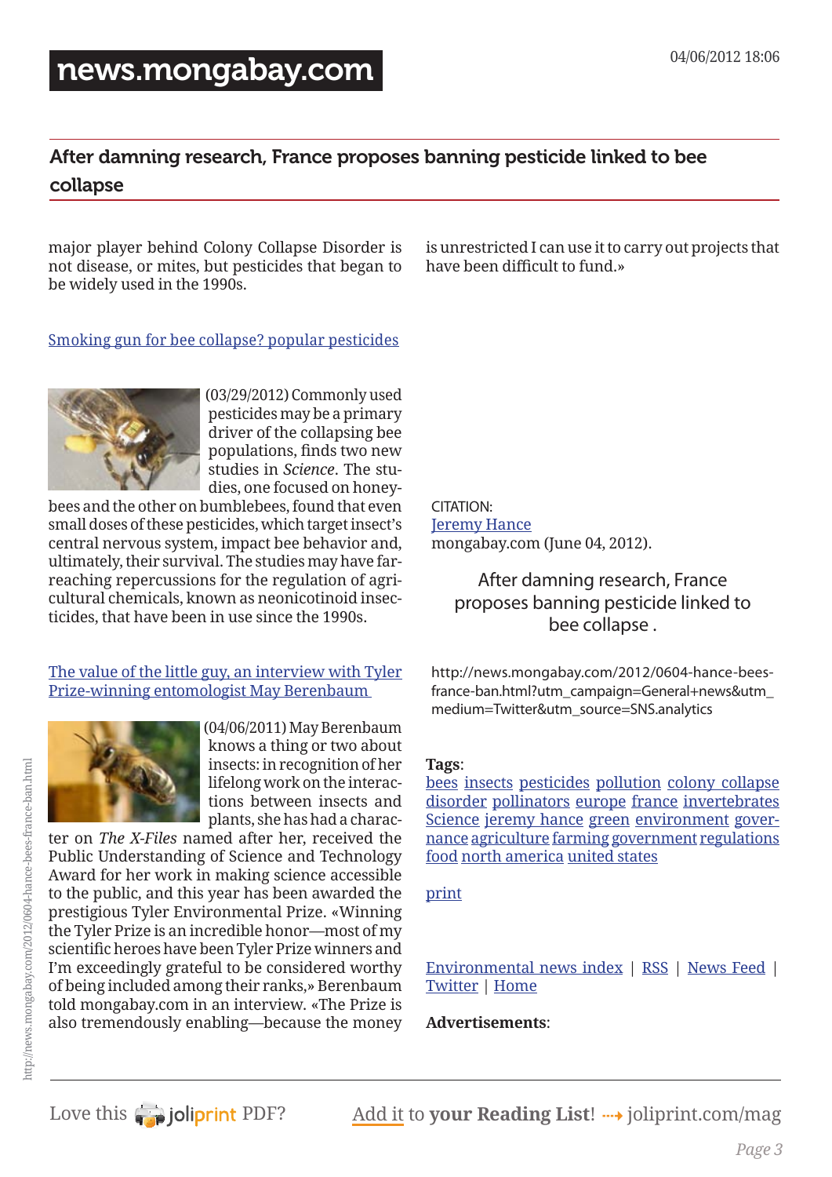major player behind Colony Collapse Disorder is not disease, or mites, but pesticides that began to be widely used in the 1990s.

Smoking gun for bee collapse? popular pesticides

(03/29/2012) Commonly used pesticides may be a primary driver of the collapsing bee populations, finds two new studies in *Science*. The studies, one focused on honeybees and the other on bumblebees, found that even small doses of these pesticides, which target insect's central nervous system, impact bee behavior and, ultimately, their survival. The studies may have far-reaching repercussions for the regulation of agricultural chemicals, known as neonicotinoid insecticides, that have been in use since the 1990s.

The value of the little guy, an interview with Tyler Prize-winning entomologist May Berenbaum

(04/06/2011) May Berenbaum knows a thing or two about insects: in recognition of her lifelong work on the interactions between insects and plants, she has had a character on *The X-Files* named after her, received the Public Understanding of Science and Technology Award for her work in making science accessible to the public, and this year has been awarded the prestigious Tyler Environmental Prize. «Winning the Tyler Prize is an incredible honor—most of my scientific heroes have been Tyler Prize winners and I'm exceedingly grateful to be considered worthy of being included among their ranks,» Berenbaum told mongabay.com in an interview. «The Prize is also tremendously enabling—because the money is unrestricted I can use it to carry out projects that have been difficult to fund.»

CITATION:
Jeremy Hance
mongabay.com (June 04, 2012).

After damning research, France proposes banning pesticide linked to bee collapse .

http://news.mongabay.com/2012/0604-hance-bees-france-ban.html?utm_campaign=General+news&utm_medium=Twitter&utm_source=SNS.analytics

**Tags**:
bees insects pesticides pollution colony collapse disorder pollinators europe france invertebrates Science jeremy hance green environment governance agriculture farming government regulations food north america united states

print

Environmental news index | RSS | News Feed | Twitter | Home

**Advertisements**: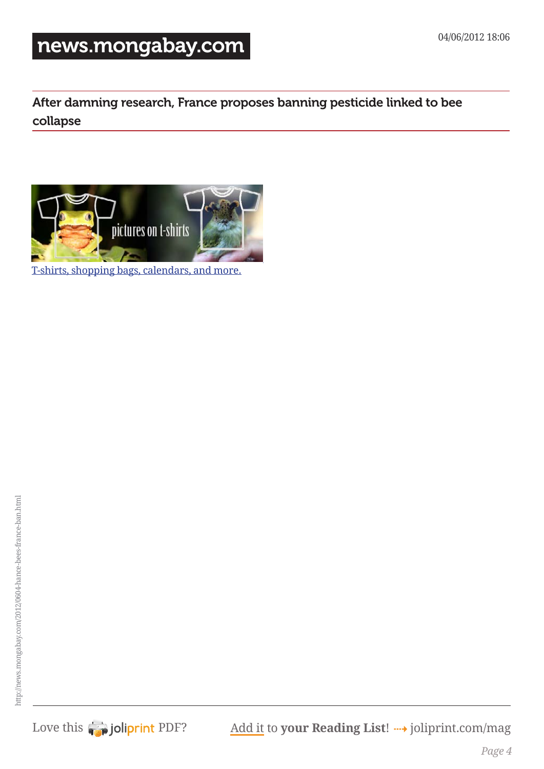T-shirts, shopping bags, calendars, and more.